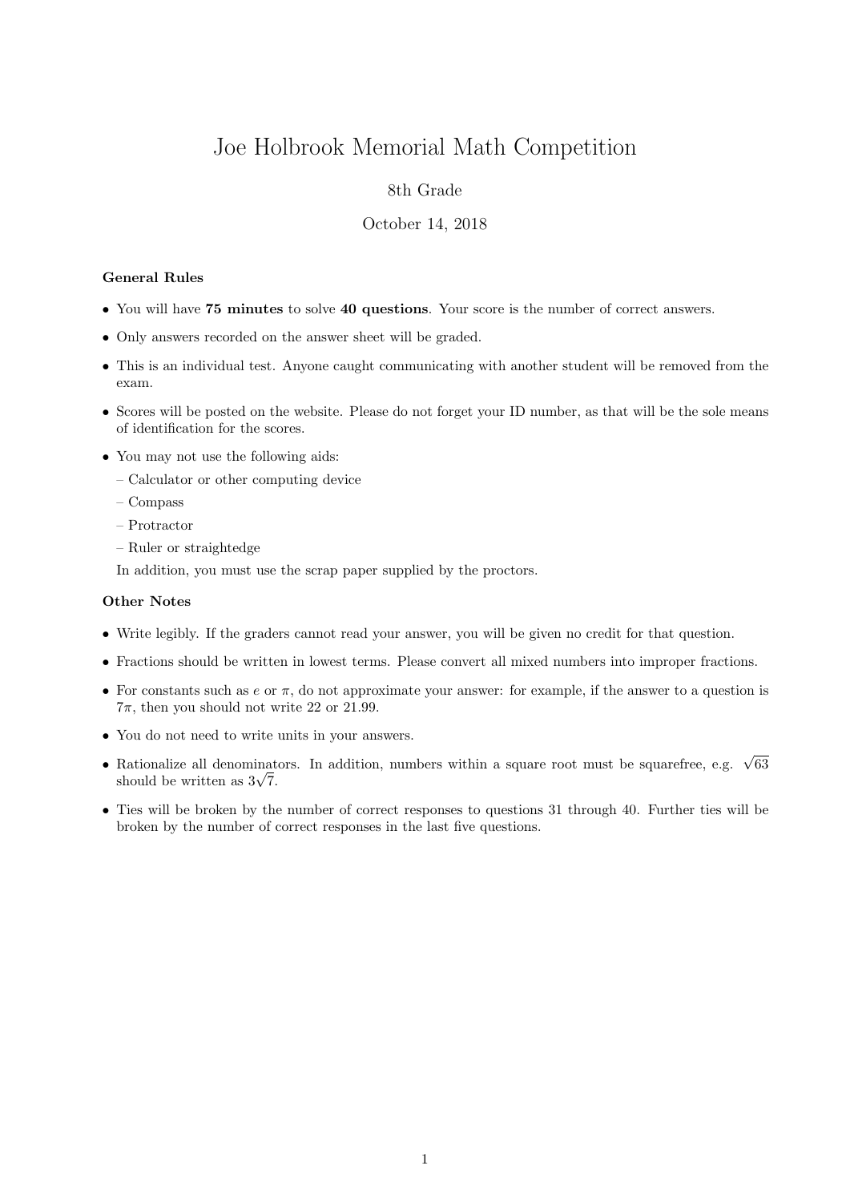# Joe Holbrook Memorial Math Competition

8th Grade

October 14, 2018

**General Rules**

- You will have **75 minutes** to solve **40 questions**. Your score is the number of correct answers.
- Only answers recorded on the answer sheet will be graded.
- This is an individual test. Anyone caught communicating with another student will be removed from the exam.
- Scores will be posted on the website. Please do not forget your ID number, as that will be the sole means of identification for the scores.
- You may not use the following aids:
  - Calculator or other computing device
  - Compass
  - Protractor
  - Ruler or straightedge

  In addition, you must use the scrap paper supplied by the proctors.

**Other Notes**

- Write legibly. If the graders cannot read your answer, you will be given no credit for that question.
- Fractions should be written in lowest terms. Please convert all mixed numbers into improper fractions.
- For constants such as $e$ or $\pi$, do not approximate your answer: for example, if the answer to a question is $7\pi$, then you should not write 22 or 21.99.
- You do not need to write units in your answers.
- Rationalize all denominators. In addition, numbers within a square root must be squarefree, e.g. $\sqrt{63}$ should be written as $3\sqrt{7}$.
- Ties will be broken by the number of correct responses to questions 31 through 40. Further ties will be broken by the number of correct responses in the last five questions.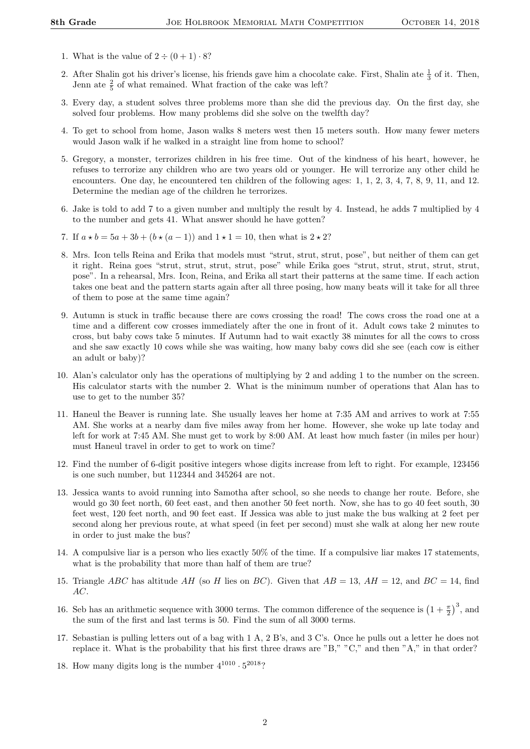1. What is the value of $2 \div (0+1) \cdot 8$?

2. After Shalin got his driver's license, his friends gave him a chocolate cake. First, Shalin ate $\frac{1}{3}$ of it. Then, Jenn ate $\frac{2}{5}$ of what remained. What fraction of the cake was left?

3. Every day, a student solves three problems more than she did the previous day. On the first day, she solved four problems. How many problems did she solve on the twelfth day?

4. To get to school from home, Jason walks 8 meters west then 15 meters south. How many fewer meters would Jason walk if he walked in a straight line from home to school?

5. Gregory, a monster, terrorizes children in his free time. Out of the kindness of his heart, however, he refuses to terrorize any children who are two years old or younger. He will terrorize any other child he encounters. One day, he encountered ten children of the following ages: 1, 1, 2, 3, 4, 7, 8, 9, 11, and 12. Determine the median age of the children he terrorizes.

6. Jake is told to add 7 to a given number and multiply the result by 4. Instead, he adds 7 multiplied by 4 to the number and gets 41. What answer should he have gotten?

7. If $a \star b = 5a + 3b + (b \star (a-1))$ and $1 \star 1 = 10$, then what is $2 \star 2$?

8. Mrs. Icon tells Reina and Erika that models must "strut, strut, strut, pose", but neither of them can get it right. Reina goes "strut, strut, strut, strut, pose" while Erika goes "strut, strut, strut, strut, strut, pose". In a rehearsal, Mrs. Icon, Reina, and Erika all start their patterns at the same time. If each action takes one beat and the pattern starts again after all three posing, how many beats will it take for all three of them to pose at the same time again?

9. Autumn is stuck in traffic because there are cows crossing the road! The cows cross the road one at a time and a different cow crosses immediately after the one in front of it. Adult cows take 2 minutes to cross, but baby cows take 5 minutes. If Autumn had to wait exactly 38 minutes for all the cows to cross and she saw exactly 10 cows while she was waiting, how many baby cows did she see (each cow is either an adult or baby)?

10. Alan's calculator only has the operations of multiplying by 2 and adding 1 to the number on the screen. His calculator starts with the number 2. What is the minimum number of operations that Alan has to use to get to the number 35?

11. Haneul the Beaver is running late. She usually leaves her home at 7:35 AM and arrives to work at 7:55 AM. She works at a nearby dam five miles away from her home. However, she woke up late today and left for work at 7:45 AM. She must get to work by 8:00 AM. At least how much faster (in miles per hour) must Haneul travel in order to get to work on time?

12. Find the number of 6-digit positive integers whose digits increase from left to right. For example, 123456 is one such number, but 112344 and 345264 are not.

13. Jessica wants to avoid running into Samotha after school, so she needs to change her route. Before, she would go 30 feet north, 60 feet east, and then another 50 feet north. Now, she has to go 40 feet south, 30 feet west, 120 feet north, and 90 feet east. If Jessica was able to just make the bus walking at 2 feet per second along her previous route, at what speed (in feet per second) must she walk at along her new route in order to just make the bus?

14. A compulsive liar is a person who lies exactly 50% of the time. If a compulsive liar makes 17 statements, what is the probability that more than half of them are true?

15. Triangle $ABC$ has altitude $AH$ (so $H$ lies on $BC$). Given that $AB = 13$, $AH = 12$, and $BC = 14$, find $AC$.

16. Seb has an arithmetic sequence with 3000 terms. The common difference of the sequence is $\left(1 + \frac{\pi}{2}\right)^3$, and the sum of the first and last terms is 50. Find the sum of all 3000 terms.

17. Sebastian is pulling letters out of a bag with 1 A, 2 B's, and 3 C's. Once he pulls out a letter he does not replace it. What is the probability that his first three draws are "B," "C," and then "A," in that order?

18. How many digits long is the number $4^{1010} \cdot 5^{2018}$?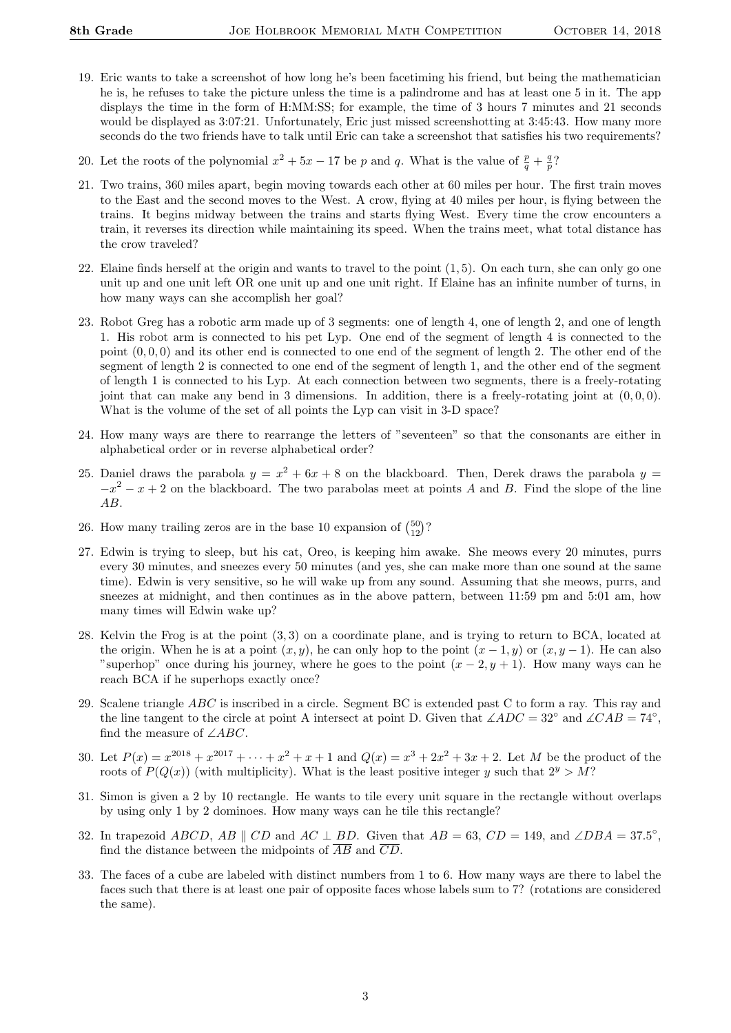19. Eric wants to take a screenshot of how long he's been facetiming his friend, but being the mathematician he is, he refuses to take the picture unless the time is a palindrome and has at least one 5 in it. The app displays the time in the form of H:MM:SS; for example, the time of 3 hours 7 minutes and 21 seconds would be displayed as 3:07:21. Unfortunately, Eric just missed screenshotting at 3:45:43. How many more seconds do the two friends have to talk until Eric can take a screenshot that satisfies his two requirements?

20. Let the roots of the polynomial $x^2 + 5x - 17$ be $p$ and $q$. What is the value of $\frac{p}{q} + \frac{q}{p}$?

21. Two trains, 360 miles apart, begin moving towards each other at 60 miles per hour. The first train moves to the East and the second moves to the West. A crow, flying at 40 miles per hour, is flying between the trains. It begins midway between the trains and starts flying West. Every time the crow encounters a train, it reverses its direction while maintaining its speed. When the trains meet, what total distance has the crow traveled?

22. Elaine finds herself at the origin and wants to travel to the point $(1, 5)$. On each turn, she can only go one unit up and one unit left OR one unit up and one unit right. If Elaine has an infinite number of turns, in how many ways can she accomplish her goal?

23. Robot Greg has a robotic arm made up of 3 segments: one of length 4, one of length 2, and one of length 1. His robot arm is connected to his pet Lyp. One end of the segment of length 4 is connected to the point $(0, 0, 0)$ and its other end is connected to one end of the segment of length 2. The other end of the segment of length 2 is connected to one end of the segment of length 1, and the other end of the segment of length 1 is connected to his Lyp. At each connection between two segments, there is a freely-rotating joint that can make any bend in 3 dimensions. In addition, there is a freely-rotating joint at $(0, 0, 0)$. What is the volume of the set of all points the Lyp can visit in 3-D space?

24. How many ways are there to rearrange the letters of "seventeen" so that the consonants are either in alphabetical order or in reverse alphabetical order?

25. Daniel draws the parabola $y = x^2 + 6x + 8$ on the blackboard. Then, Derek draws the parabola $y = -x^2 - x + 2$ on the blackboard. The two parabolas meet at points $A$ and $B$. Find the slope of the line $AB$.

26. How many trailing zeros are in the base 10 expansion of $\binom{50}{12}$?

27. Edwin is trying to sleep, but his cat, Oreo, is keeping him awake. She meows every 20 minutes, purrs every 30 minutes, and sneezes every 50 minutes (and yes, she can make more than one sound at the same time). Edwin is very sensitive, so he will wake up from any sound. Assuming that she meows, purrs, and sneezes at midnight, and then continues as in the above pattern, between 11:59 pm and 5:01 am, how many times will Edwin wake up?

28. Kelvin the Frog is at the point $(3, 3)$ on a coordinate plane, and is trying to return to BCA, located at the origin. When he is at a point $(x, y)$, he can only hop to the point $(x - 1, y)$ or $(x, y - 1)$. He can also "superhop" once during his journey, where he goes to the point $(x - 2, y + 1)$. How many ways can he reach BCA if he superhops exactly once?

29. Scalene triangle $ABC$ is inscribed in a circle. Segment BC is extended past C to form a ray. This ray and the line tangent to the circle at point A intersect at point D. Given that $\measuredangle ADC = 32^\circ$ and $\measuredangle CAB = 74^\circ$, find the measure of $\angle ABC$.

30. Let $P(x) = x^{2018} + x^{2017} + \cdots + x^2 + x + 1$ and $Q(x) = x^3 + 2x^2 + 3x + 2$. Let $M$ be the product of the roots of $P(Q(x))$ (with multiplicity). What is the least positive integer $y$ such that $2^y > M$?

31. Simon is given a 2 by 10 rectangle. He wants to tile every unit square in the rectangle without overlaps by using only 1 by 2 dominoes. How many ways can he tile this rectangle?

32. In trapezoid $ABCD$, $AB \parallel CD$ and $AC \perp BD$. Given that $AB = 63$, $CD = 149$, and $\angle DBA = 37.5^\circ$, find the distance between the midpoints of $\overline{AB}$ and $\overline{CD}$.

33. The faces of a cube are labeled with distinct numbers from 1 to 6. How many ways are there to label the faces such that there is at least one pair of opposite faces whose labels sum to 7? (rotations are considered the same).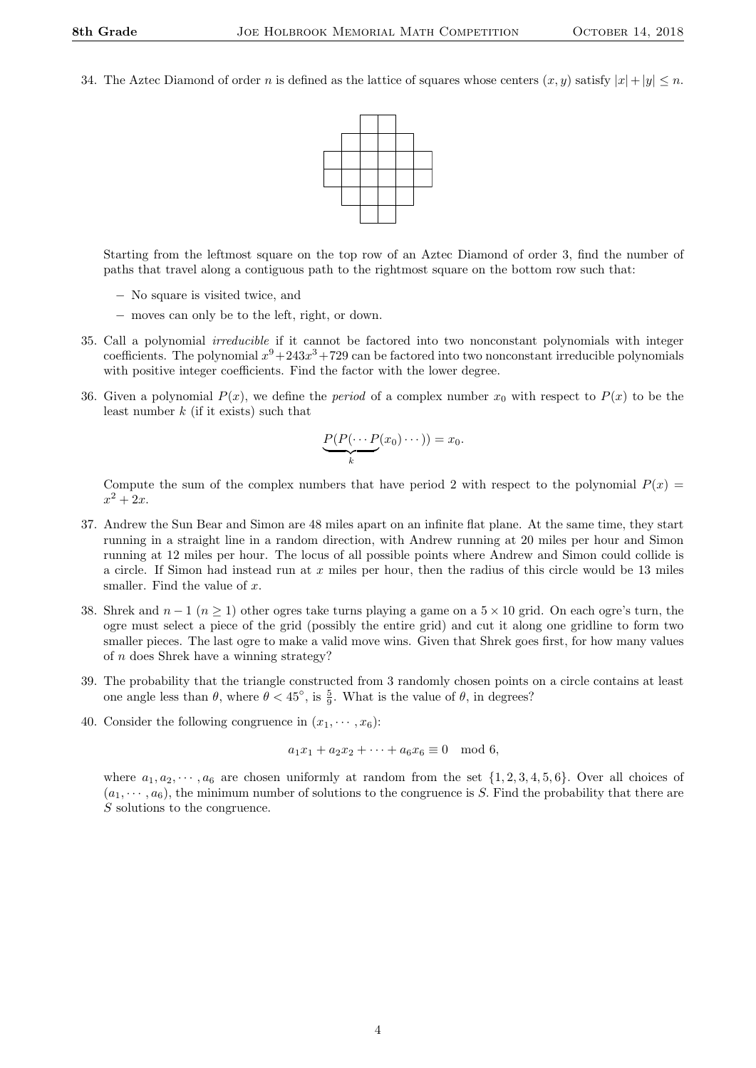34. The Aztec Diamond of order $n$ is defined as the lattice of squares whose centers $(x, y)$ satisfy $|x| + |y| \leq n$.

Starting from the leftmost square on the top row of an Aztec Diamond of order 3, find the number of paths that travel along a contiguous path to the rightmost square on the bottom row such that:

- No square is visited twice, and
- moves can only be to the left, right, or down.

35. Call a polynomial *irreducible* if it cannot be factored into two nonconstant polynomials with integer coefficients. The polynomial $x^9 + 243x^3 + 729$ can be factored into two nonconstant irreducible polynomials with positive integer coefficients. Find the factor with the lower degree.

36. Given a polynomial $P(x)$, we define the *period* of a complex number $x_0$ with respect to $P(x)$ to be the least number $k$ (if it exists) such that

$$\underbrace{P(P(\cdots P}_{k}(x_0)\cdots)) = x_0.$$

Compute the sum of the complex numbers that have period 2 with respect to the polynomial $P(x) = x^2 + 2x$.

37. Andrew the Sun Bear and Simon are 48 miles apart on an infinite flat plane. At the same time, they start running in a straight line in a random direction, with Andrew running at 20 miles per hour and Simon running at 12 miles per hour. The locus of all possible points where Andrew and Simon could collide is a circle. If Simon had instead run at $x$ miles per hour, then the radius of this circle would be 13 miles smaller. Find the value of $x$.

38. Shrek and $n - 1$ ($n \geq 1$) other ogres take turns playing a game on a $5 \times 10$ grid. On each ogre's turn, the ogre must select a piece of the grid (possibly the entire grid) and cut it along one gridline to form two smaller pieces. The last ogre to make a valid move wins. Given that Shrek goes first, for how many values of $n$ does Shrek have a winning strategy?

39. The probability that the triangle constructed from 3 randomly chosen points on a circle contains at least one angle less than $\theta$, where $\theta < 45^\circ$, is $\frac{5}{9}$. What is the value of $\theta$, in degrees?

40. Consider the following congruence in $(x_1, \cdots, x_6)$:

$$a_1x_1 + a_2x_2 + \cdots + a_6x_6 \equiv 0 \mod 6,$$

where $a_1, a_2, \cdots, a_6$ are chosen uniformly at random from the set $\{1, 2, 3, 4, 5, 6\}$. Over all choices of $(a_1, \cdots, a_6)$, the minimum number of solutions to the congruence is $S$. Find the probability that there are $S$ solutions to the congruence.